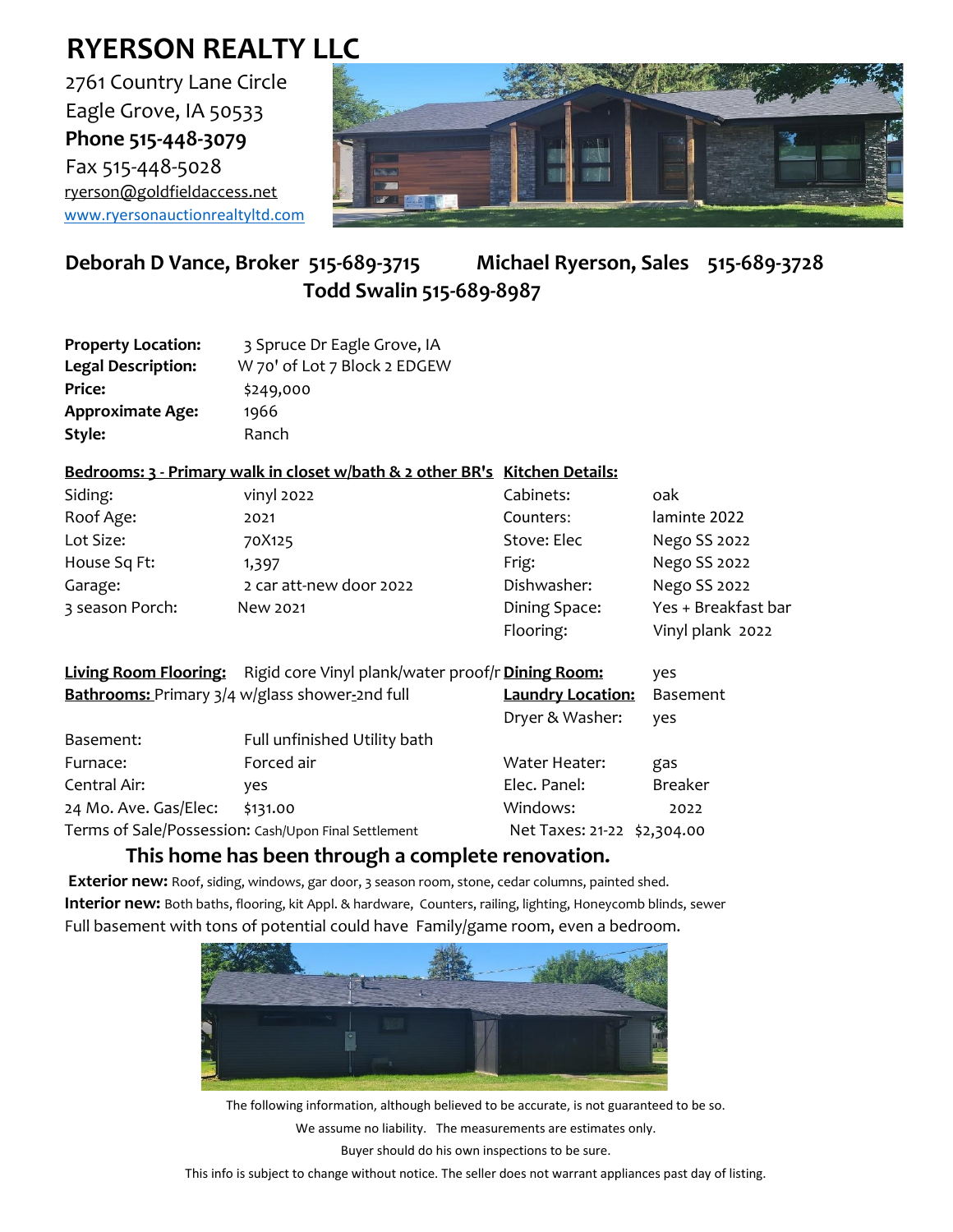# RYERSON REALTY LLC

2761 Country Lane Circle
Eagle Grove, IA 50533
**Phone 515-448-3079**
Fax 515-448-5028
ryerson@goldfieldaccess.net
www.ryersonauctionrealtyltd.com

**Deborah D Vance, Broker 515-689-3715 Michael Ryerson, Sales 515-689-3728**
**Todd Swalin 515-689-8987**

| | |
|---|---|
| **Property Location:** | 3 Spruce Dr Eagle Grove, IA |
| **Legal Description:** | W 70' of Lot 7 Block 2 EDGEW |
| **Price:** | $249,000 |
| **Approximate Age:** | 1966 |
| **Style:** | Ranch |

| **Bedrooms: 3 - Primary walk in closet w/bath & 2 other BR's** | | **Kitchen Details:** | |
|---|---|---|---|
| Siding: | vinyl 2022 | Cabinets: | oak |
| Roof Age: | 2021 | Counters: | laminte 2022 |
| Lot Size: | 70X125 | Stove: Elec | Nego SS 2022 |
| House Sq Ft: | 1,397 | Frig: | Nego SS 2022 |
| Garage: | 2 car att-new door 2022 | Dishwasher: | Nego SS 2022 |
| 3 season Porch: | New 2021 | Dining Space: | Yes + Breakfast bar |
| | | Flooring: | Vinyl plank 2022 |

| | | | |
|---|---|---|---|
| **Living Room Flooring:** | Rigid core Vinyl plank/water proof/r | **Dining Room:** | yes |
| **Bathrooms:** Primary 3/4 w/glass shower-2nd full | | **Laundry Location:** | Basement |
| | | Dryer & Washer: | yes |
| Basement: | Full unfinished Utility bath | | |
| Furnace: | Forced air | Water Heater: | gas |
| Central Air: | yes | Elec. Panel: | Breaker |
| 24 Mo. Ave. Gas/Elec: | $131.00 | Windows: | 2022 |
| Terms of Sale/Possession: Cash/Upon Final Settlement | | Net Taxes: 21-22 | $2,304.00 |

## This home has been through a complete renovation.

**Exterior new:** Roof, siding, windows, gar door, 3 season room, stone, cedar columns, painted shed.
**Interior new:** Both baths, flooring, kit Appl. & hardware, Counters, railing, lighting, Honeycomb blinds, sewer
Full basement with tons of potential could have Family/game room, even a bedroom.

The following information, although believed to be accurate, is not guaranteed to be so.
We assume no liability. The measurements are estimates only.
Buyer should do his own inspections to be sure.
This info is subject to change without notice. The seller does not warrant appliances past day of listing.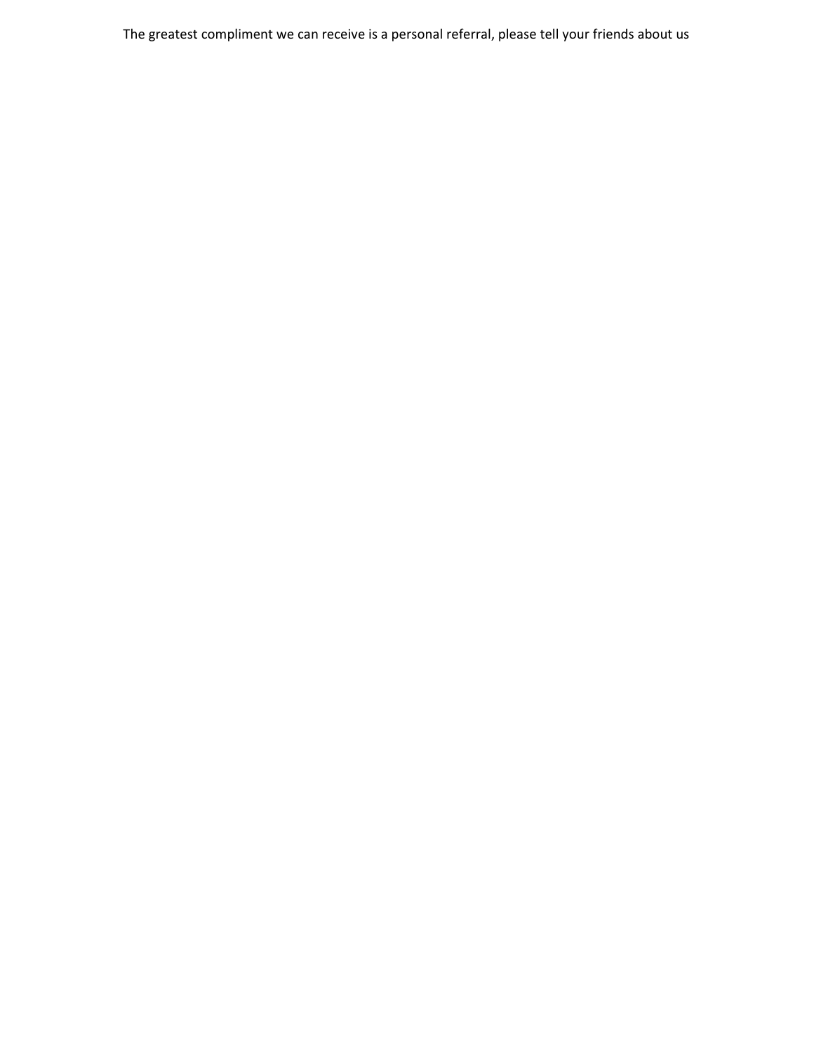The greatest compliment we can receive is a personal referral, please tell your friends about us